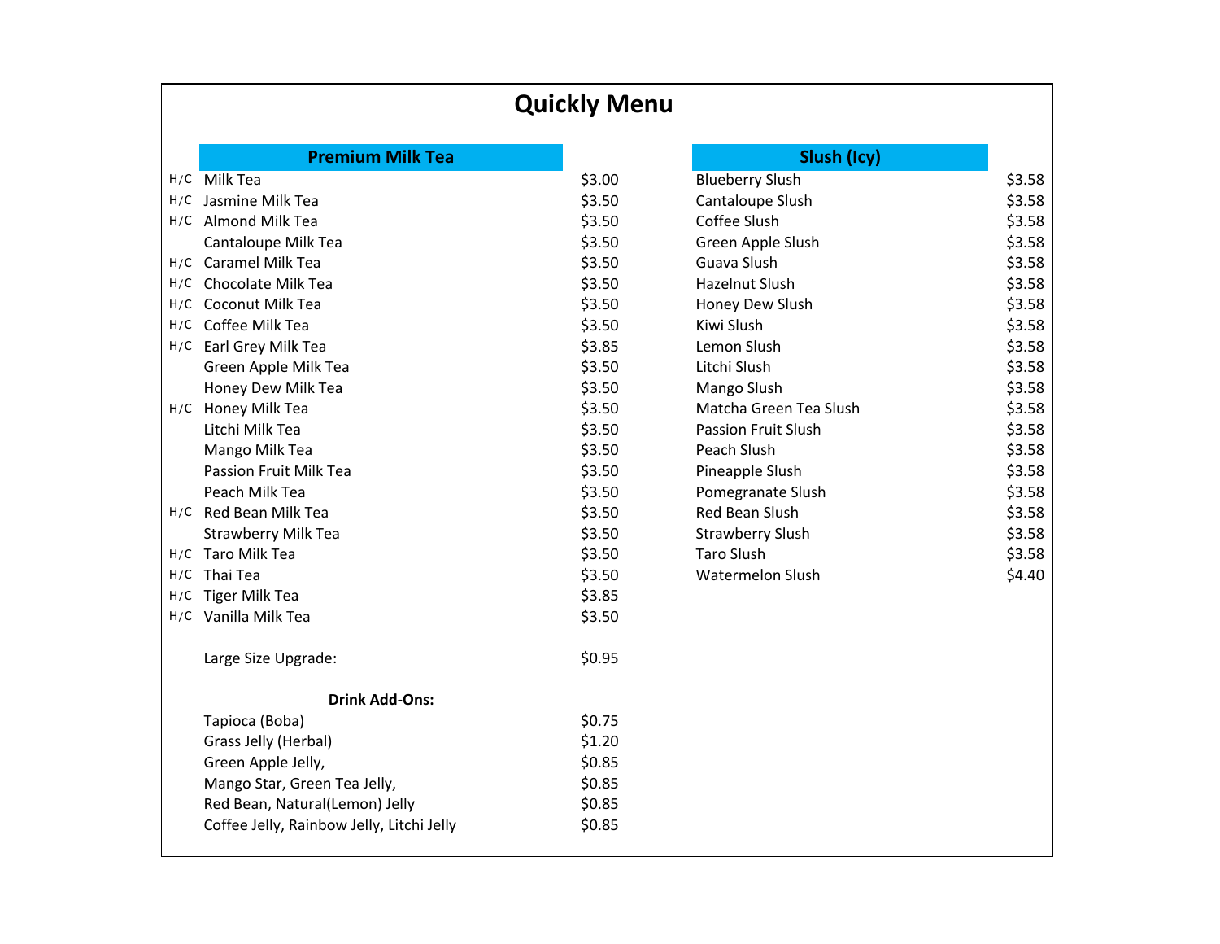# Quickly Menu

## Premium Milk Tea

| | Item | Price |
|---|---|---|
| H/C | Milk Tea | $3.00 |
| H/C | Jasmine Milk Tea | $3.50 |
| H/C | Almond Milk Tea | $3.50 |
| | Cantaloupe Milk Tea | $3.50 |
| H/C | Caramel Milk Tea | $3.50 |
| H/C | Chocolate Milk Tea | $3.50 |
| H/C | Coconut Milk Tea | $3.50 |
| H/C | Coffee Milk Tea | $3.50 |
| H/C | Earl Grey Milk Tea | $3.85 |
| | Green Apple Milk Tea | $3.50 |
| | Honey Dew Milk Tea | $3.50 |
| H/C | Honey Milk Tea | $3.50 |
| | Litchi Milk Tea | $3.50 |
| | Mango Milk Tea | $3.50 |
| | Passion Fruit Milk Tea | $3.50 |
| | Peach Milk Tea | $3.50 |
| H/C | Red Bean Milk Tea | $3.50 |
| | Strawberry Milk Tea | $3.50 |
| H/C | Taro Milk Tea | $3.50 |
| H/C | Thai Tea | $3.50 |
| H/C | Tiger Milk Tea | $3.85 |
| H/C | Vanilla Milk Tea | $3.50 |

Large Size Upgrade: $0.95

**Drink Add-Ons:**

| Add-On | Price |
|---|---|
| Tapioca (Boba) | $0.75 |
| Grass Jelly (Herbal) | $1.20 |
| Green Apple Jelly, | $0.85 |
| Mango Star, Green Tea Jelly, | $0.85 |
| Red Bean, Natural(Lemon) Jelly | $0.85 |
| Coffee Jelly, Rainbow Jelly, Litchi Jelly | $0.85 |

## Slush (Icy)

| Item | Price |
|---|---|
| Blueberry Slush | $3.58 |
| Cantaloupe Slush | $3.58 |
| Coffee Slush | $3.58 |
| Green Apple Slush | $3.58 |
| Guava Slush | $3.58 |
| Hazelnut Slush | $3.58 |
| Honey Dew Slush | $3.58 |
| Kiwi Slush | $3.58 |
| Lemon Slush | $3.58 |
| Litchi Slush | $3.58 |
| Mango Slush | $3.58 |
| Matcha Green Tea Slush | $3.58 |
| Passion Fruit Slush | $3.58 |
| Peach Slush | $3.58 |
| Pineapple Slush | $3.58 |
| Pomegranate Slush | $3.58 |
| Red Bean Slush | $3.58 |
| Strawberry Slush | $3.58 |
| Taro Slush | $3.58 |
| Watermelon Slush | $4.40 |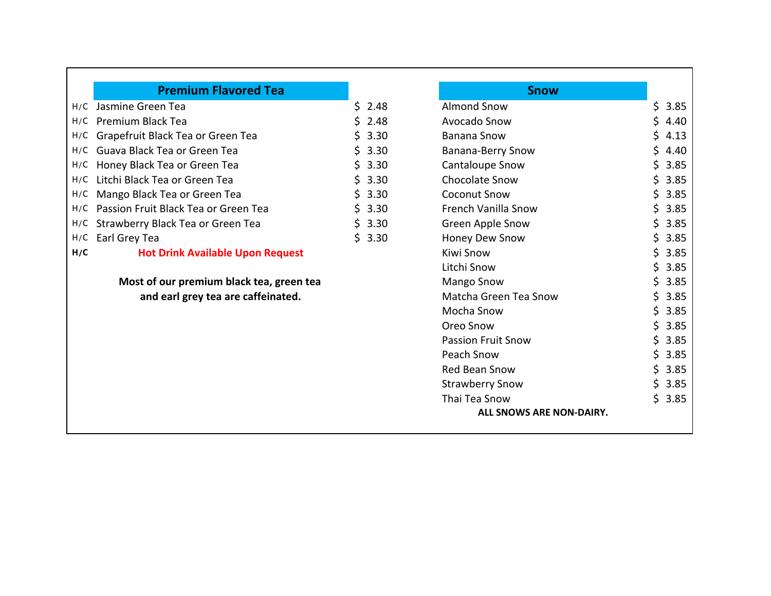## Premium Flavored Tea

| | Item | Price |
|---|---|---|
| H/C | Jasmine Green Tea | $ 2.48 |
| H/C | Premium Black Tea | $ 2.48 |
| H/C | Grapefruit Black Tea or Green Tea | $ 3.30 |
| H/C | Guava Black Tea or Green Tea | $ 3.30 |
| H/C | Honey Black Tea or Green Tea | $ 3.30 |
| H/C | Litchi Black Tea or Green Tea | $ 3.30 |
| H/C | Mango Black Tea or Green Tea | $ 3.30 |
| H/C | Passion Fruit Black Tea or Green Tea | $ 3.30 |
| H/C | Strawberry Black Tea or Green Tea | $ 3.30 |
| H/C | Earl Grey Tea | $ 3.30 |

**H/C** **Hot Drink Available Upon Request**

**Most of our premium black tea, green tea and earl grey tea are caffeinated.**

## Snow

| Item | Price |
|---|---|
| Almond Snow | $ 3.85 |
| Avocado Snow | $ 4.40 |
| Banana Snow | $ 4.13 |
| Banana-Berry Snow | $ 4.40 |
| Cantaloupe Snow | $ 3.85 |
| Chocolate Snow | $ 3.85 |
| Coconut Snow | $ 3.85 |
| French Vanilla Snow | $ 3.85 |
| Green Apple Snow | $ 3.85 |
| Honey Dew Snow | $ 3.85 |
| Kiwi Snow | $ 3.85 |
| Litchi Snow | $ 3.85 |
| Mango Snow | $ 3.85 |
| Matcha Green Tea Snow | $ 3.85 |
| Mocha Snow | $ 3.85 |
| Oreo Snow | $ 3.85 |
| Passion Fruit Snow | $ 3.85 |
| Peach Snow | $ 3.85 |
| Red Bean Snow | $ 3.85 |
| Strawberry Snow | $ 3.85 |
| Thai Tea Snow | $ 3.85 |

**ALL SNOWS ARE NON-DAIRY.**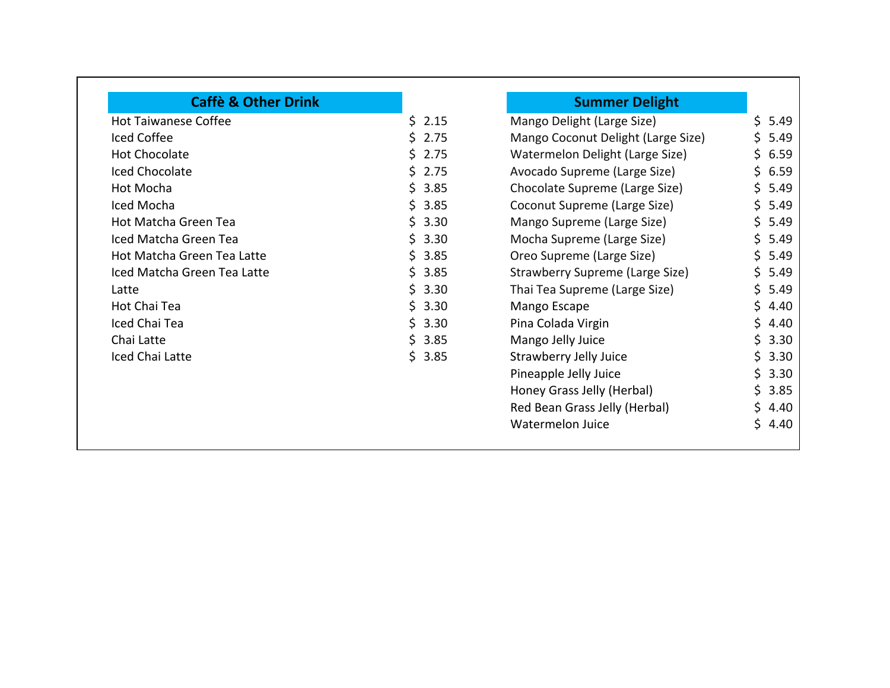| Caffè & Other Drink | |
|---|---|
| Hot Taiwanese Coffee | $ 2.15 |
| Iced Coffee | $ 2.75 |
| Hot Chocolate | $ 2.75 |
| Iced Chocolate | $ 2.75 |
| Hot Mocha | $ 3.85 |
| Iced Mocha | $ 3.85 |
| Hot Matcha Green Tea | $ 3.30 |
| Iced Matcha Green Tea | $ 3.30 |
| Hot Matcha Green Tea Latte | $ 3.85 |
| Iced Matcha Green Tea Latte | $ 3.85 |
| Latte | $ 3.30 |
| Hot Chai Tea | $ 3.30 |
| Iced Chai Tea | $ 3.30 |
| Chai Latte | $ 3.85 |
| Iced Chai Latte | $ 3.85 |

| Summer Delight | |
|---|---|
| Mango Delight (Large Size) | $ 5.49 |
| Mango Coconut Delight (Large Size) | $ 5.49 |
| Watermelon Delight (Large Size) | $ 6.59 |
| Avocado Supreme (Large Size) | $ 6.59 |
| Chocolate Supreme (Large Size) | $ 5.49 |
| Coconut Supreme (Large Size) | $ 5.49 |
| Mango Supreme (Large Size) | $ 5.49 |
| Mocha Supreme (Large Size) | $ 5.49 |
| Oreo Supreme (Large Size) | $ 5.49 |
| Strawberry Supreme (Large Size) | $ 5.49 |
| Thai Tea Supreme (Large Size) | $ 5.49 |
| Mango Escape | $ 4.40 |
| Pina Colada Virgin | $ 4.40 |
| Mango Jelly Juice | $ 3.30 |
| Strawberry Jelly Juice | $ 3.30 |
| Pineapple Jelly Juice | $ 3.30 |
| Honey Grass Jelly (Herbal) | $ 3.85 |
| Red Bean Grass Jelly (Herbal) | $ 4.40 |
| Watermelon Juice | $ 4.40 |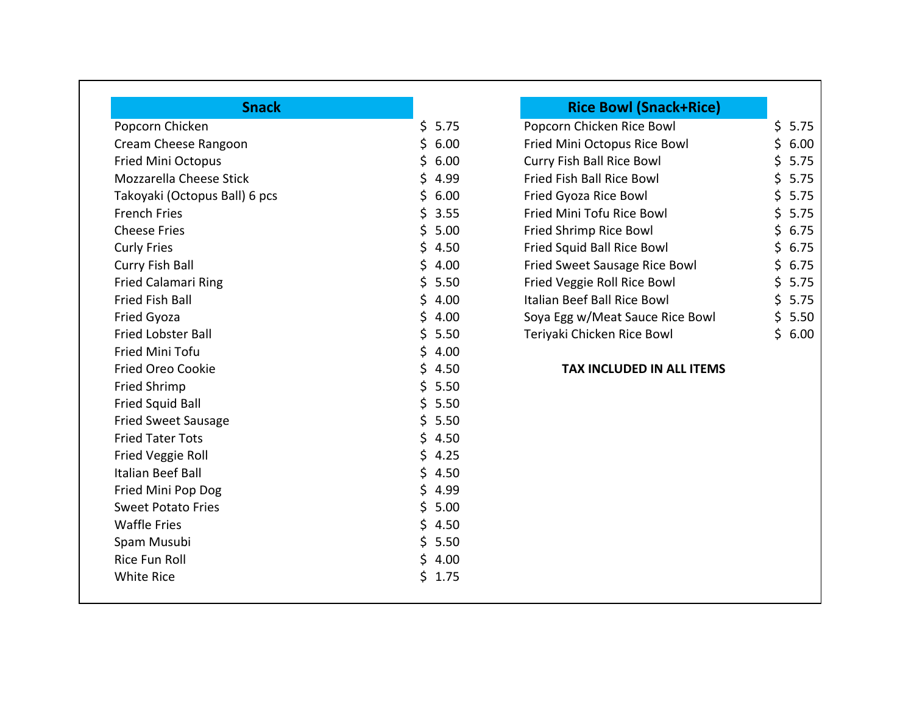| Snack | |
|---|---|
| Popcorn Chicken | $ 5.75 |
| Cream Cheese Rangoon | $ 6.00 |
| Fried Mini Octopus | $ 6.00 |
| Mozzarella Cheese Stick | $ 4.99 |
| Takoyaki (Octopus Ball) 6 pcs | $ 6.00 |
| French Fries | $ 3.55 |
| Cheese Fries | $ 5.00 |
| Curly Fries | $ 4.50 |
| Curry Fish Ball | $ 4.00 |
| Fried Calamari Ring | $ 5.50 |
| Fried Fish Ball | $ 4.00 |
| Fried Gyoza | $ 4.00 |
| Fried Lobster Ball | $ 5.50 |
| Fried Mini Tofu | $ 4.00 |
| Fried Oreo Cookie | $ 4.50 |
| Fried Shrimp | $ 5.50 |
| Fried Squid Ball | $ 5.50 |
| Fried Sweet Sausage | $ 5.50 |
| Fried Tater Tots | $ 4.50 |
| Fried Veggie Roll | $ 4.25 |
| Italian Beef Ball | $ 4.50 |
| Fried Mini Pop Dog | $ 4.99 |
| Sweet Potato Fries | $ 5.00 |
| Waffle Fries | $ 4.50 |
| Spam Musubi | $ 5.50 |
| Rice Fun Roll | $ 4.00 |
| White Rice | $ 1.75 |

| Rice Bowl (Snack+Rice) | |
|---|---|
| Popcorn Chicken Rice Bowl | $ 5.75 |
| Fried Mini Octopus Rice Bowl | $ 6.00 |
| Curry Fish Ball Rice Bowl | $ 5.75 |
| Fried Fish Ball Rice Bowl | $ 5.75 |
| Fried Gyoza Rice Bowl | $ 5.75 |
| Fried Mini Tofu Rice Bowl | $ 5.75 |
| Fried Shrimp Rice Bowl | $ 6.75 |
| Fried Squid Ball Rice Bowl | $ 6.75 |
| Fried Sweet Sausage Rice Bowl | $ 6.75 |
| Fried Veggie Roll Rice Bowl | $ 5.75 |
| Italian Beef Ball Rice Bowl | $ 5.75 |
| Soya Egg w/Meat Sauce Rice Bowl | $ 5.50 |
| Teriyaki Chicken Rice Bowl | $ 6.00 |

**TAX INCLUDED IN ALL ITEMS**